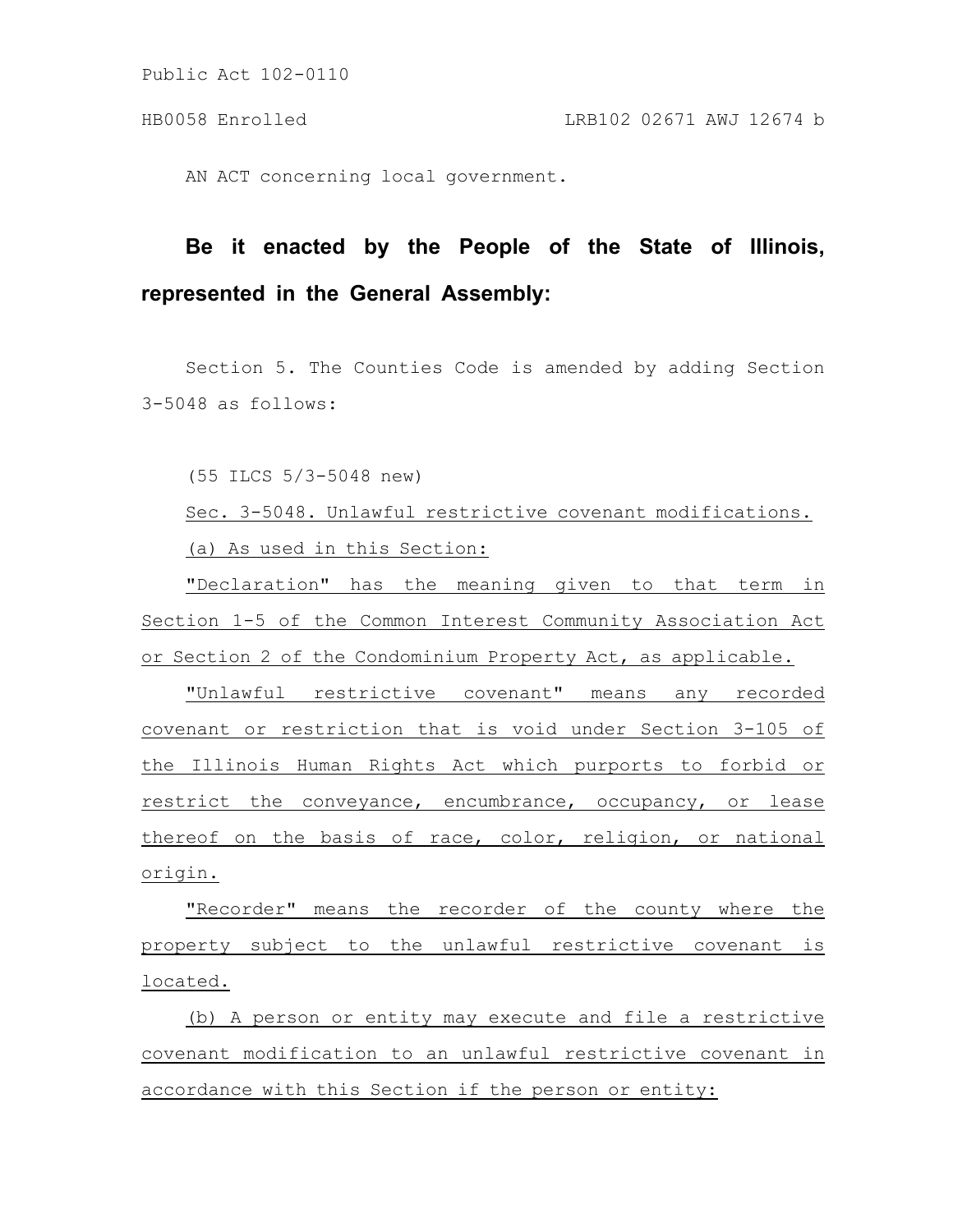Public Act 102-0110

HB0058 Enrolled LRB102 02671 AWJ 12674 b

AN ACT concerning local government.

**Be it enacted by the People of the State of Illinois, represented in the General Assembly:**

Section 5. The Counties Code is amended by adding Section 3-5048 as follows:

(55 ILCS 5/3-5048 new)

Sec. 3-5048. Unlawful restrictive covenant modifications.

(a) As used in this Section:

"Declaration" has the meaning given to that term in Section 1-5 of the Common Interest Community Association Act or Section 2 of the Condominium Property Act, as applicable.

"Unlawful restrictive covenant" means any recorded covenant or restriction that is void under Section 3-105 of the Illinois Human Rights Act which purports to forbid or restrict the conveyance, encumbrance, occupancy, or lease thereof on the basis of race, color, religion, or national origin.

"Recorder" means the recorder of the county where the property subject to the unlawful restrictive covenant is located.

(b) A person or entity may execute and file a restrictive covenant modification to an unlawful restrictive covenant in accordance with this Section if the person or entity: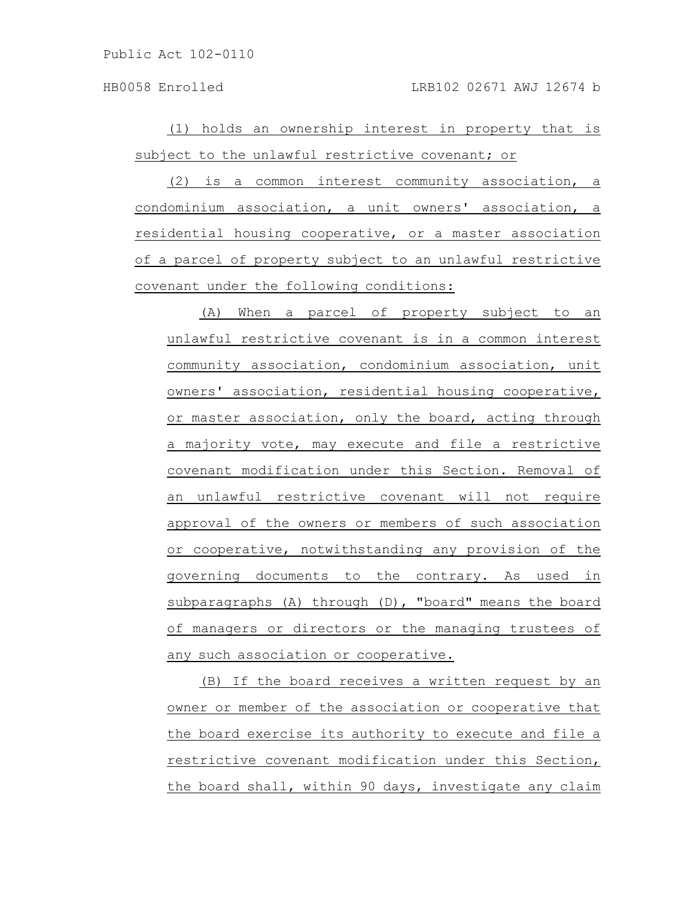(1) holds an ownership interest in property that is subject to the unlawful restrictive covenant; or

(2) is a common interest community association, a condominium association, a unit owners' association, a residential housing cooperative, or a master association of a parcel of property subject to an unlawful restrictive covenant under the following conditions:

(A) When a parcel of property subject to an unlawful restrictive covenant is in a common interest community association, condominium association, unit owners' association, residential housing cooperative, or master association, only the board, acting through a majority vote, may execute and file a restrictive covenant modification under this Section. Removal of an unlawful restrictive covenant will not require approval of the owners or members of such association or cooperative, notwithstanding any provision of the governing documents to the contrary. As used in subparagraphs (A) through (D), "board" means the board of managers or directors or the managing trustees of any such association or cooperative.

(B) If the board receives a written request by an owner or member of the association or cooperative that the board exercise its authority to execute and file a restrictive covenant modification under this Section, the board shall, within 90 days, investigate any claim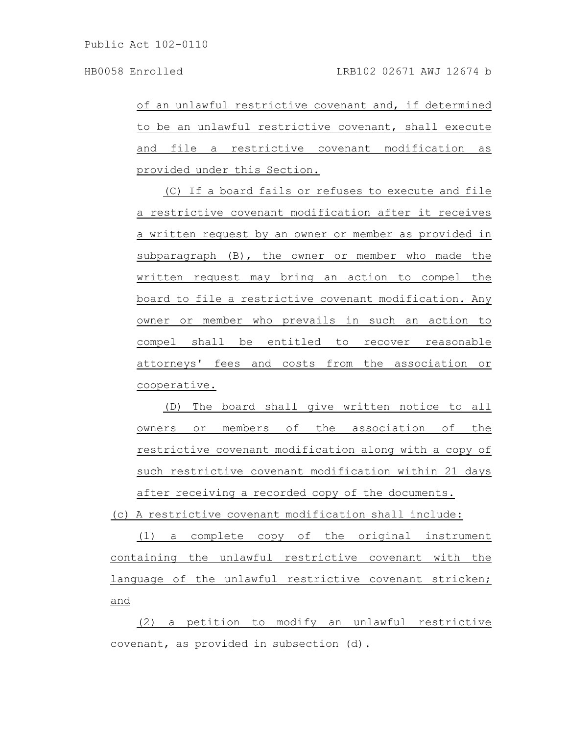of an unlawful restrictive covenant and, if determined to be an unlawful restrictive covenant, shall execute and file a restrictive covenant modification as provided under this Section.

(C) If a board fails or refuses to execute and file a restrictive covenant modification after it receives a written request by an owner or member as provided in subparagraph (B), the owner or member who made the written request may bring an action to compel the board to file a restrictive covenant modification. Any owner or member who prevails in such an action to compel shall be entitled to recover reasonable attorneys' fees and costs from the association or cooperative.

(D) The board shall give written notice to all owners or members of the association of the restrictive covenant modification along with a copy of such restrictive covenant modification within 21 days after receiving a recorded copy of the documents.

(c) A restrictive covenant modification shall include:

(1) a complete copy of the original instrument containing the unlawful restrictive covenant with the language of the unlawful restrictive covenant stricken; and

(2) a petition to modify an unlawful restrictive covenant, as provided in subsection (d).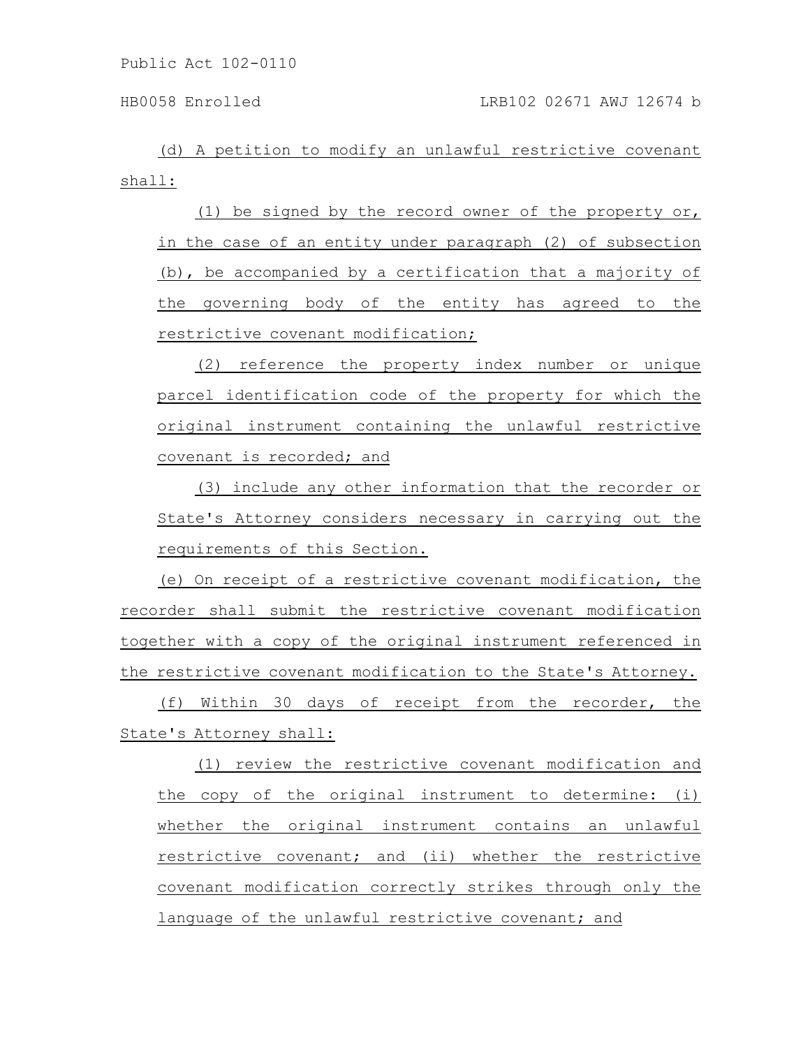(d) A petition to modify an unlawful restrictive covenant shall:

(1) be signed by the record owner of the property or, in the case of an entity under paragraph (2) of subsection (b), be accompanied by a certification that a majority of the governing body of the entity has agreed to the restrictive covenant modification;

(2) reference the property index number or unique parcel identification code of the property for which the original instrument containing the unlawful restrictive covenant is recorded; and

(3) include any other information that the recorder or State's Attorney considers necessary in carrying out the requirements of this Section.

(e) On receipt of a restrictive covenant modification, the recorder shall submit the restrictive covenant modification together with a copy of the original instrument referenced in the restrictive covenant modification to the State's Attorney.

(f) Within 30 days of receipt from the recorder, the State's Attorney shall:

(1) review the restrictive covenant modification and the copy of the original instrument to determine: (i) whether the original instrument contains an unlawful restrictive covenant; and (ii) whether the restrictive covenant modification correctly strikes through only the language of the unlawful restrictive covenant; and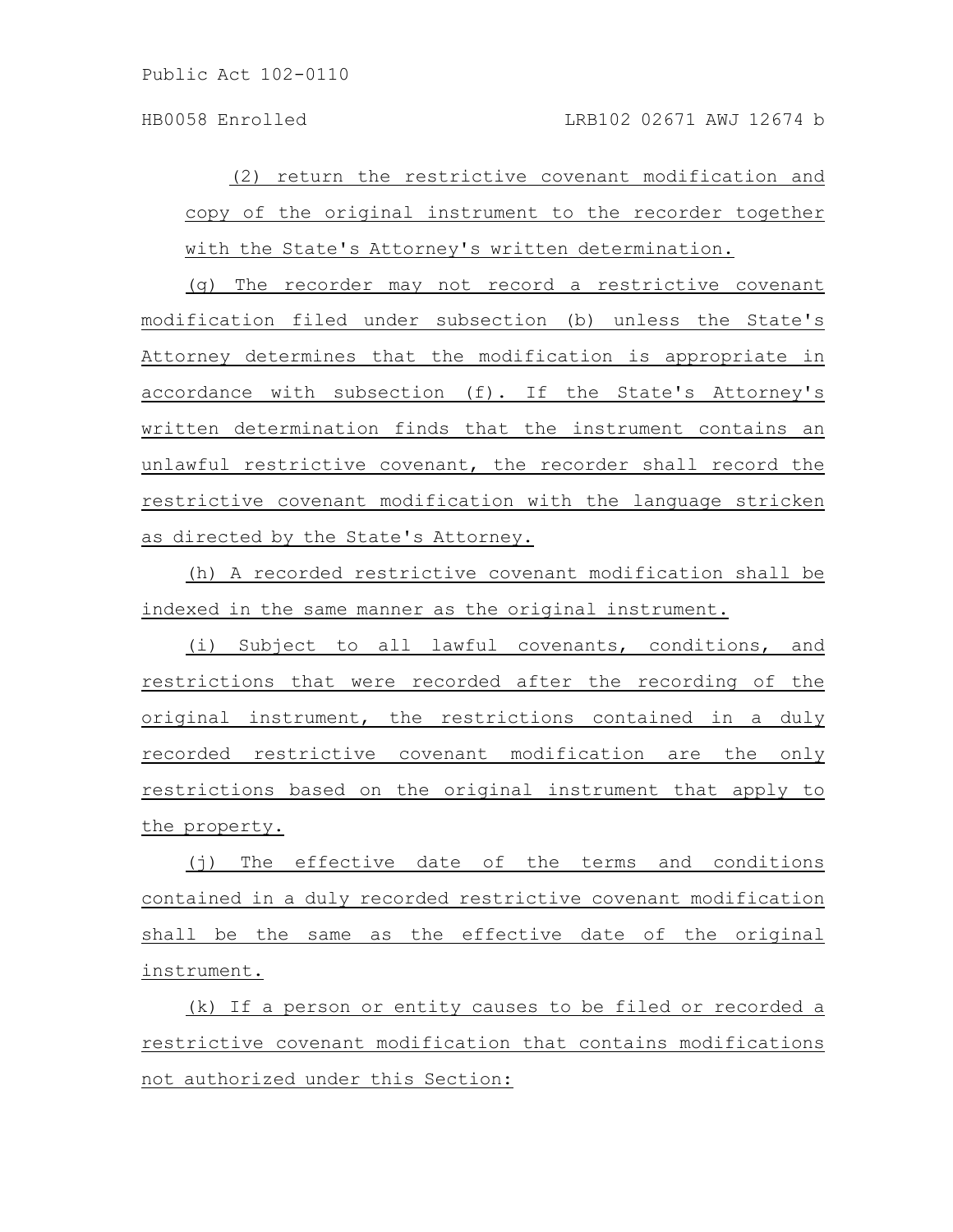(2) return the restrictive covenant modification and copy of the original instrument to the recorder together with the State's Attorney's written determination.

(g) The recorder may not record a restrictive covenant modification filed under subsection (b) unless the State's Attorney determines that the modification is appropriate in accordance with subsection (f). If the State's Attorney's written determination finds that the instrument contains an unlawful restrictive covenant, the recorder shall record the restrictive covenant modification with the language stricken as directed by the State's Attorney.

(h) A recorded restrictive covenant modification shall be indexed in the same manner as the original instrument.

(i) Subject to all lawful covenants, conditions, and restrictions that were recorded after the recording of the original instrument, the restrictions contained in a duly recorded restrictive covenant modification are the only restrictions based on the original instrument that apply to the property.

(j) The effective date of the terms and conditions contained in a duly recorded restrictive covenant modification shall be the same as the effective date of the original instrument.

(k) If a person or entity causes to be filed or recorded a restrictive covenant modification that contains modifications not authorized under this Section: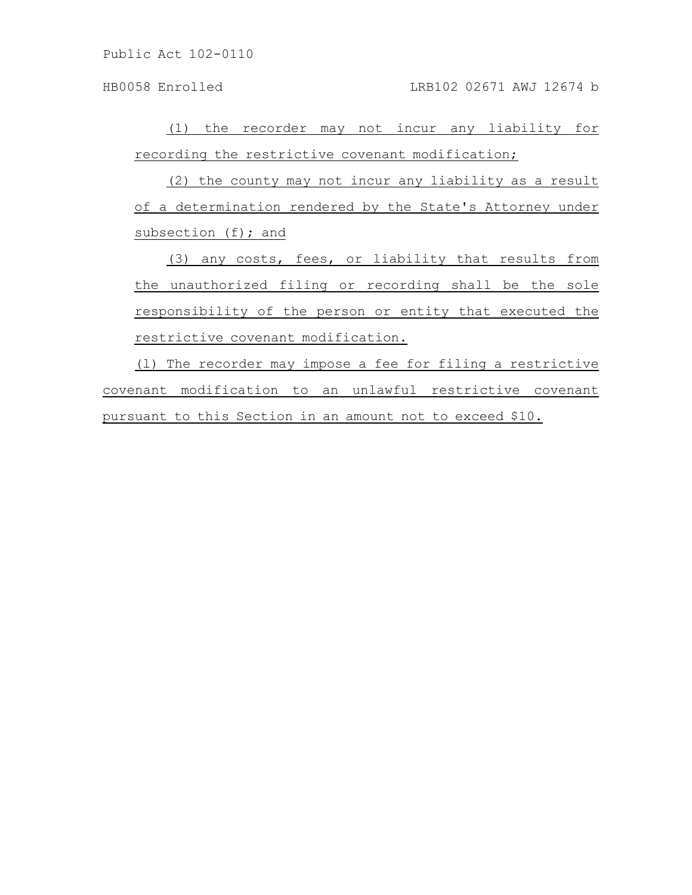(1) the recorder may not incur any liability for recording the restrictive covenant modification;

(2) the county may not incur any liability as a result of a determination rendered by the State's Attorney under subsection (f); and

(3) any costs, fees, or liability that results from the unauthorized filing or recording shall be the sole responsibility of the person or entity that executed the restrictive covenant modification.

(l) The recorder may impose a fee for filing a restrictive covenant modification to an unlawful restrictive covenant pursuant to this Section in an amount not to exceed $10.